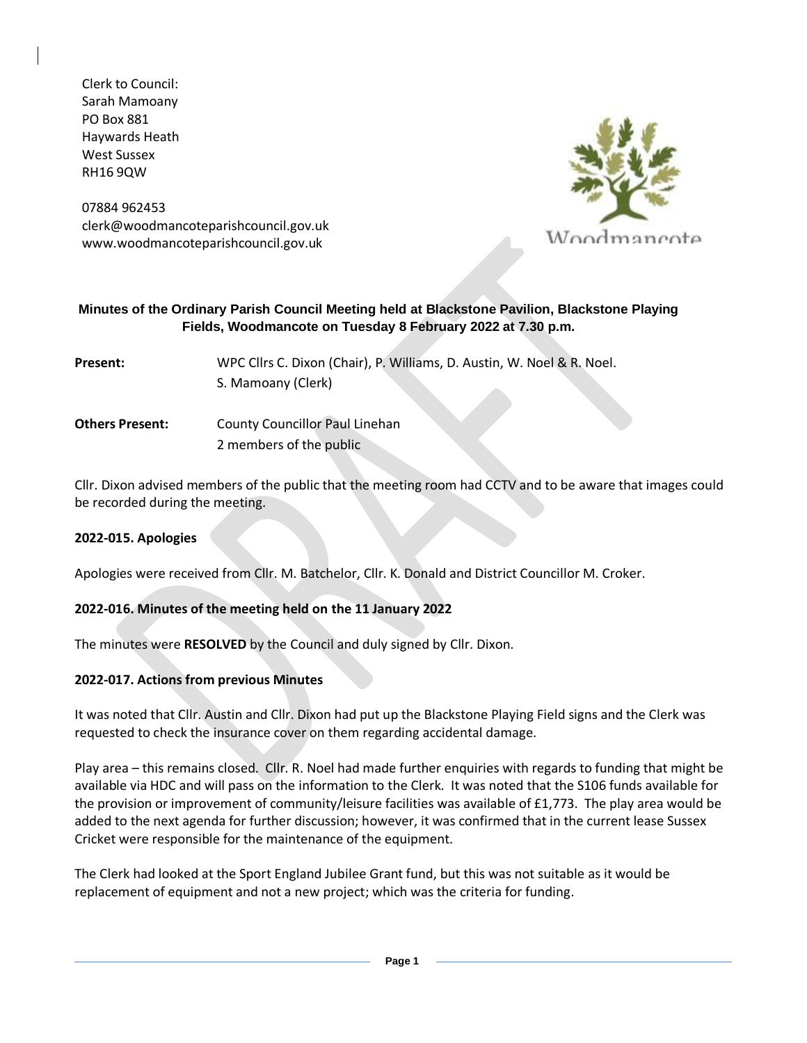Clerk to Council:
Sarah Mamoany
PO Box 881
Haywards Heath
West Sussex
RH16 9QW

07884 962453
clerk@woodmancoteparishcouncil.gov.uk
www.woodmancoteparishcouncil.gov.uk

Woodmancote

**Minutes of the Ordinary Parish Council Meeting held at Blackstone Pavilion, Blackstone Playing Fields, Woodmancote on Tuesday 8 February 2022 at 7.30 p.m.**

**Present:** WPC Cllrs C. Dixon (Chair), P. Williams, D. Austin, W. Noel & R. Noel.
S. Mamoany (Clerk)

**Others Present:** County Councillor Paul Linehan
2 members of the public

Cllr. Dixon advised members of the public that the meeting room had CCTV and to be aware that images could be recorded during the meeting.

**2022-015. Apologies**

Apologies were received from Cllr. M. Batchelor, Cllr. K. Donald and District Councillor M. Croker.

**2022-016. Minutes of the meeting held on the 11 January 2022**

The minutes were **RESOLVED** by the Council and duly signed by Cllr. Dixon.

**2022-017. Actions from previous Minutes**

It was noted that Cllr. Austin and Cllr. Dixon had put up the Blackstone Playing Field signs and the Clerk was requested to check the insurance cover on them regarding accidental damage.

Play area – this remains closed. Cllr. R. Noel had made further enquiries with regards to funding that might be available via HDC and will pass on the information to the Clerk. It was noted that the S106 funds available for the provision or improvement of community/leisure facilities was available of £1,773. The play area would be added to the next agenda for further discussion; however, it was confirmed that in the current lease Sussex Cricket were responsible for the maintenance of the equipment.

The Clerk had looked at the Sport England Jubilee Grant fund, but this was not suitable as it would be replacement of equipment and not a new project; which was the criteria for funding.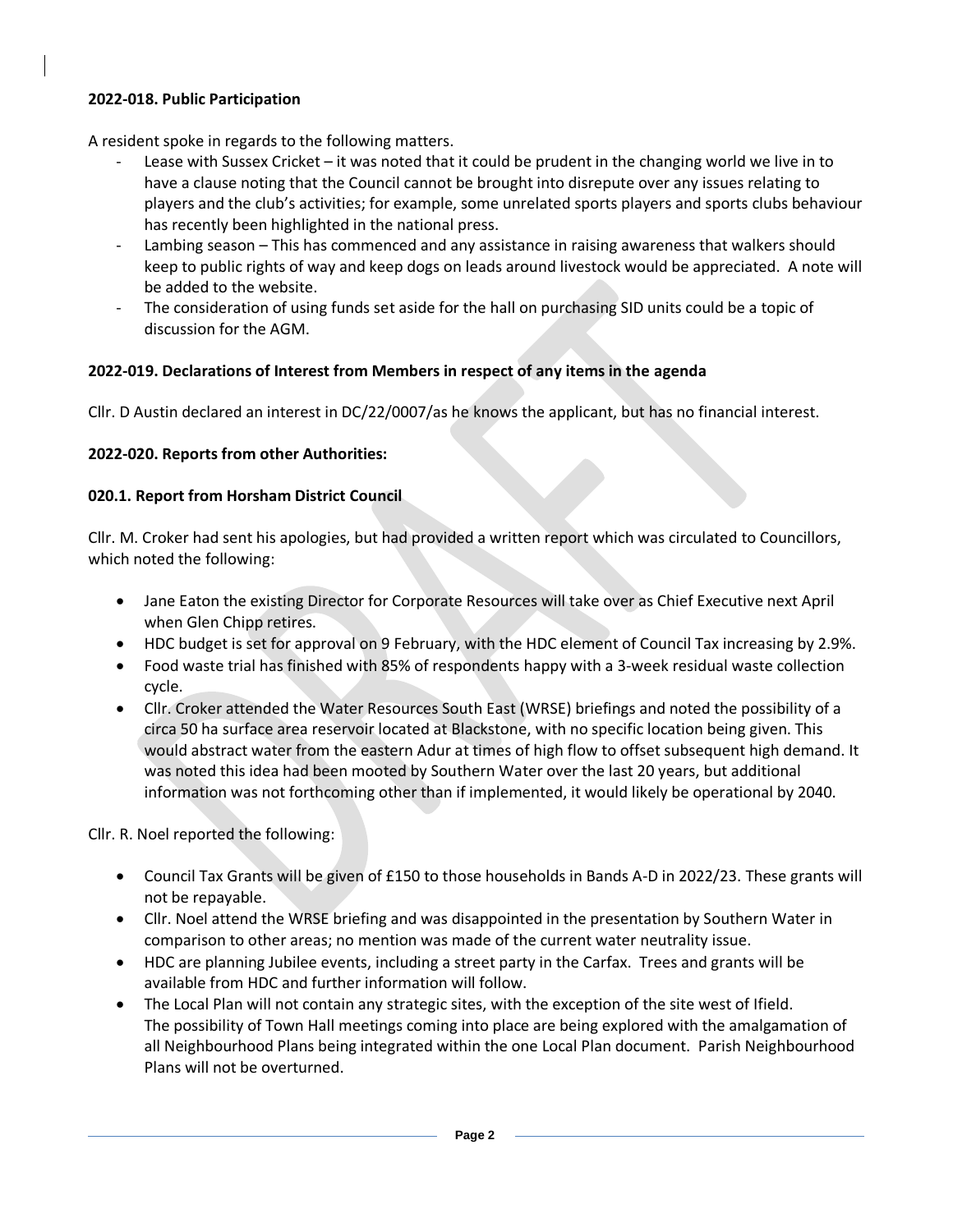**2022-018. Public Participation**

A resident spoke in regards to the following matters.

- Lease with Sussex Cricket – it was noted that it could be prudent in the changing world we live in to have a clause noting that the Council cannot be brought into disrepute over any issues relating to players and the club's activities; for example, some unrelated sports players and sports clubs behaviour has recently been highlighted in the national press.
- Lambing season – This has commenced and any assistance in raising awareness that walkers should keep to public rights of way and keep dogs on leads around livestock would be appreciated. A note will be added to the website.
- The consideration of using funds set aside for the hall on purchasing SID units could be a topic of discussion for the AGM.

**2022-019. Declarations of Interest from Members in respect of any items in the agenda**

Cllr. D Austin declared an interest in DC/22/0007/as he knows the applicant, but has no financial interest.

**2022-020. Reports from other Authorities:**

**020.1. Report from Horsham District Council**

Cllr. M. Croker had sent his apologies, but had provided a written report which was circulated to Councillors, which noted the following:

- Jane Eaton the existing Director for Corporate Resources will take over as Chief Executive next April when Glen Chipp retires.
- HDC budget is set for approval on 9 February, with the HDC element of Council Tax increasing by 2.9%.
- Food waste trial has finished with 85% of respondents happy with a 3-week residual waste collection cycle.
- Cllr. Croker attended the Water Resources South East (WRSE) briefings and noted the possibility of a circa 50 ha surface area reservoir located at Blackstone, with no specific location being given. This would abstract water from the eastern Adur at times of high flow to offset subsequent high demand. It was noted this idea had been mooted by Southern Water over the last 20 years, but additional information was not forthcoming other than if implemented, it would likely be operational by 2040.

Cllr. R. Noel reported the following:

- Council Tax Grants will be given of £150 to those households in Bands A-D in 2022/23. These grants will not be repayable.
- Cllr. Noel attend the WRSE briefing and was disappointed in the presentation by Southern Water in comparison to other areas; no mention was made of the current water neutrality issue.
- HDC are planning Jubilee events, including a street party in the Carfax. Trees and grants will be available from HDC and further information will follow.
- The Local Plan will not contain any strategic sites, with the exception of the site west of Ifield. The possibility of Town Hall meetings coming into place are being explored with the amalgamation of all Neighbourhood Plans being integrated within the one Local Plan document. Parish Neighbourhood Plans will not be overturned.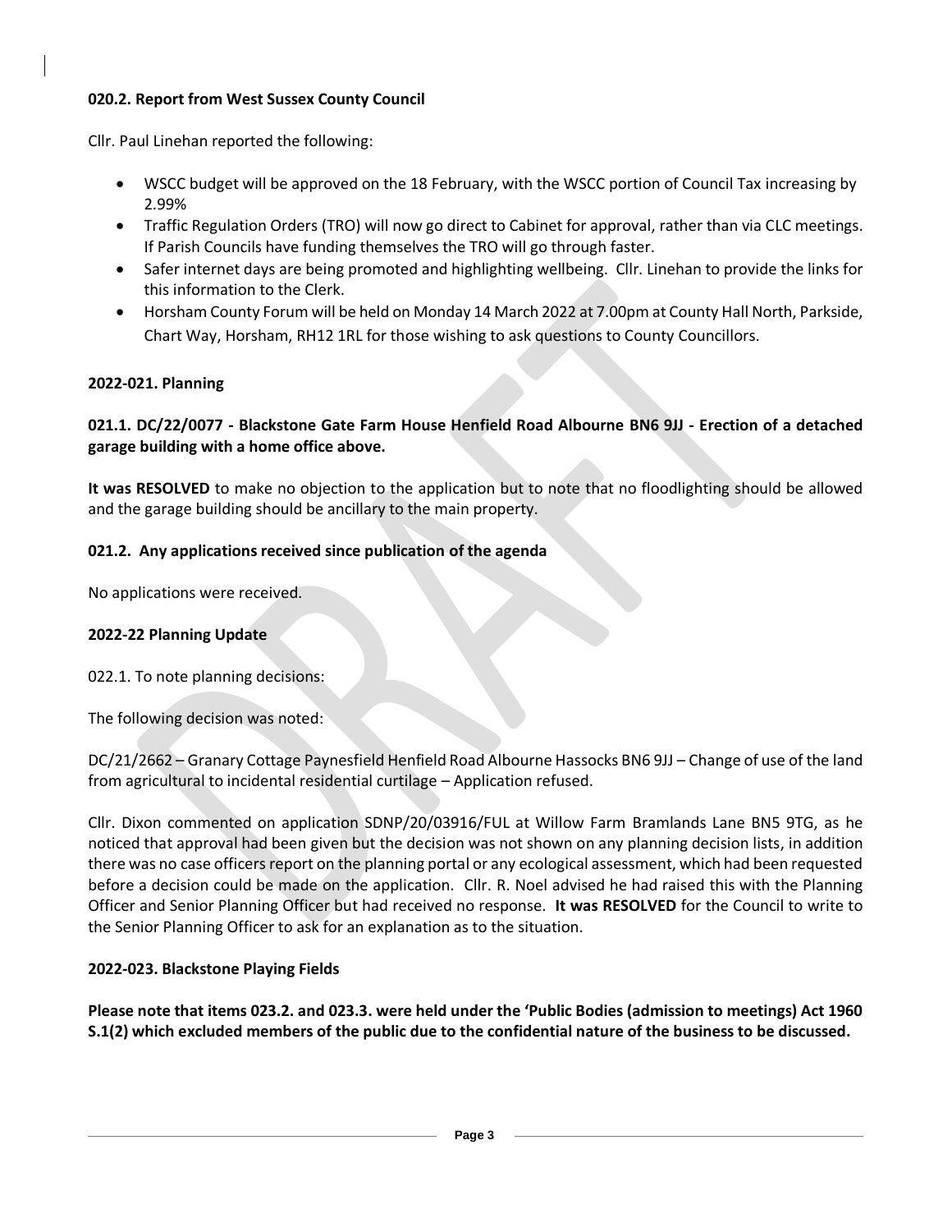**020.2. Report from West Sussex County Council**

Cllr. Paul Linehan reported the following:

- WSCC budget will be approved on the 18 February, with the WSCC portion of Council Tax increasing by 2.99%
- Traffic Regulation Orders (TRO) will now go direct to Cabinet for approval, rather than via CLC meetings. If Parish Councils have funding themselves the TRO will go through faster.
- Safer internet days are being promoted and highlighting wellbeing. Cllr. Linehan to provide the links for this information to the Clerk.
- Horsham County Forum will be held on Monday 14 March 2022 at 7.00pm at County Hall North, Parkside, Chart Way, Horsham, RH12 1RL for those wishing to ask questions to County Councillors.

**2022-021. Planning**

**021.1. DC/22/0077 - Blackstone Gate Farm House Henfield Road Albourne BN6 9JJ - Erection of a detached garage building with a home office above.**

**It was RESOLVED** to make no objection to the application but to note that no floodlighting should be allowed and the garage building should be ancillary to the main property.

**021.2. Any applications received since publication of the agenda**

No applications were received.

**2022-22 Planning Update**

022.1. To note planning decisions:

The following decision was noted:

DC/21/2662 – Granary Cottage Paynesfield Henfield Road Albourne Hassocks BN6 9JJ – Change of use of the land from agricultural to incidental residential curtilage – Application refused.

Cllr. Dixon commented on application SDNP/20/03916/FUL at Willow Farm Bramlands Lane BN5 9TG, as he noticed that approval had been given but the decision was not shown on any planning decision lists, in addition there was no case officers report on the planning portal or any ecological assessment, which had been requested before a decision could be made on the application. Cllr. R. Noel advised he had raised this with the Planning Officer and Senior Planning Officer but had received no response. **It was RESOLVED** for the Council to write to the Senior Planning Officer to ask for an explanation as to the situation.

**2022-023. Blackstone Playing Fields**

**Please note that items 023.2. and 023.3. were held under the 'Public Bodies (admission to meetings) Act 1960 S.1(2) which excluded members of the public due to the confidential nature of the business to be discussed.**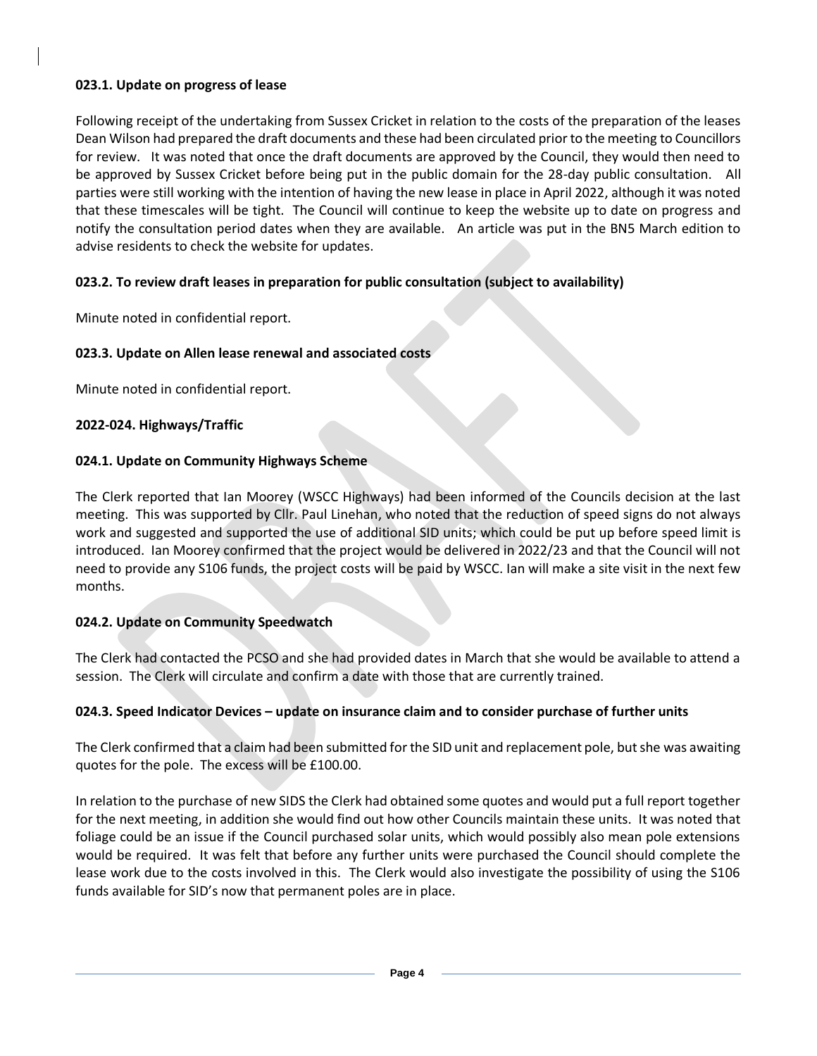**023.1. Update on progress of lease**

Following receipt of the undertaking from Sussex Cricket in relation to the costs of the preparation of the leases Dean Wilson had prepared the draft documents and these had been circulated prior to the meeting to Councillors for review. It was noted that once the draft documents are approved by the Council, they would then need to be approved by Sussex Cricket before being put in the public domain for the 28-day public consultation. All parties were still working with the intention of having the new lease in place in April 2022, although it was noted that these timescales will be tight. The Council will continue to keep the website up to date on progress and notify the consultation period dates when they are available. An article was put in the BN5 March edition to advise residents to check the website for updates.

**023.2. To review draft leases in preparation for public consultation (subject to availability)**

Minute noted in confidential report.

**023.3. Update on Allen lease renewal and associated costs**

Minute noted in confidential report.

**2022-024. Highways/Traffic**

**024.1. Update on Community Highways Scheme**

The Clerk reported that Ian Moorey (WSCC Highways) had been informed of the Councils decision at the last meeting. This was supported by Cllr. Paul Linehan, who noted that the reduction of speed signs do not always work and suggested and supported the use of additional SID units; which could be put up before speed limit is introduced. Ian Moorey confirmed that the project would be delivered in 2022/23 and that the Council will not need to provide any S106 funds, the project costs will be paid by WSCC. Ian will make a site visit in the next few months.

**024.2. Update on Community Speedwatch**

The Clerk had contacted the PCSO and she had provided dates in March that she would be available to attend a session. The Clerk will circulate and confirm a date with those that are currently trained.

**024.3. Speed Indicator Devices – update on insurance claim and to consider purchase of further units**

The Clerk confirmed that a claim had been submitted for the SID unit and replacement pole, but she was awaiting quotes for the pole. The excess will be £100.00.

In relation to the purchase of new SIDS the Clerk had obtained some quotes and would put a full report together for the next meeting, in addition she would find out how other Councils maintain these units. It was noted that foliage could be an issue if the Council purchased solar units, which would possibly also mean pole extensions would be required. It was felt that before any further units were purchased the Council should complete the lease work due to the costs involved in this. The Clerk would also investigate the possibility of using the S106 funds available for SID's now that permanent poles are in place.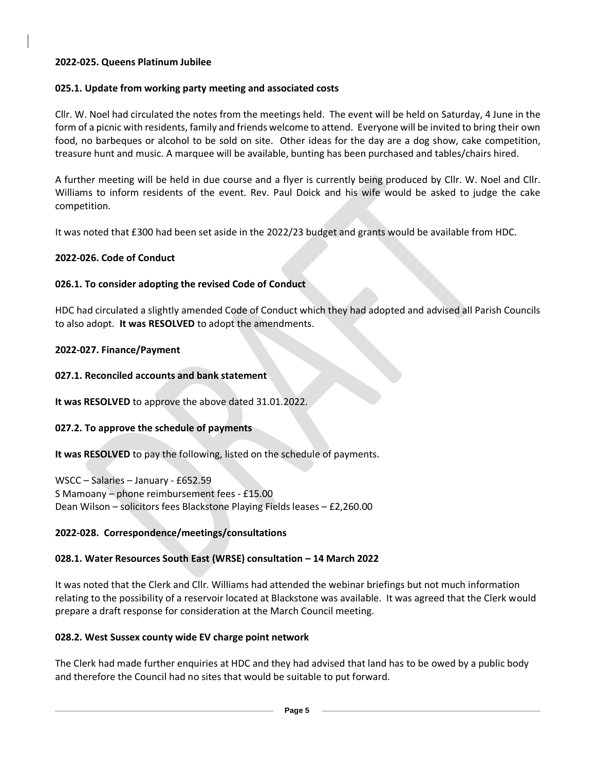**2022-025. Queens Platinum Jubilee**

**025.1. Update from working party meeting and associated costs**

Cllr. W. Noel had circulated the notes from the meetings held. The event will be held on Saturday, 4 June in the form of a picnic with residents, family and friends welcome to attend. Everyone will be invited to bring their own food, no barbeques or alcohol to be sold on site. Other ideas for the day are a dog show, cake competition, treasure hunt and music. A marquee will be available, bunting has been purchased and tables/chairs hired.

A further meeting will be held in due course and a flyer is currently being produced by Cllr. W. Noel and Cllr. Williams to inform residents of the event. Rev. Paul Doick and his wife would be asked to judge the cake competition.

It was noted that £300 had been set aside in the 2022/23 budget and grants would be available from HDC.

**2022-026. Code of Conduct**

**026.1. To consider adopting the revised Code of Conduct**

HDC had circulated a slightly amended Code of Conduct which they had adopted and advised all Parish Councils to also adopt. **It was RESOLVED** to adopt the amendments.

**2022-027. Finance/Payment**

**027.1. Reconciled accounts and bank statement**

**It was RESOLVED** to approve the above dated 31.01.2022.

**027.2. To approve the schedule of payments**

**It was RESOLVED** to pay the following, listed on the schedule of payments.

WSCC – Salaries – January - £652.59
S Mamoany – phone reimbursement fees - £15.00
Dean Wilson – solicitors fees Blackstone Playing Fields leases – £2,260.00

**2022-028. Correspondence/meetings/consultations**

**028.1. Water Resources South East (WRSE) consultation – 14 March 2022**

It was noted that the Clerk and Cllr. Williams had attended the webinar briefings but not much information relating to the possibility of a reservoir located at Blackstone was available. It was agreed that the Clerk would prepare a draft response for consideration at the March Council meeting.

**028.2. West Sussex county wide EV charge point network**

The Clerk had made further enquiries at HDC and they had advised that land has to be owed by a public body and therefore the Council had no sites that would be suitable to put forward.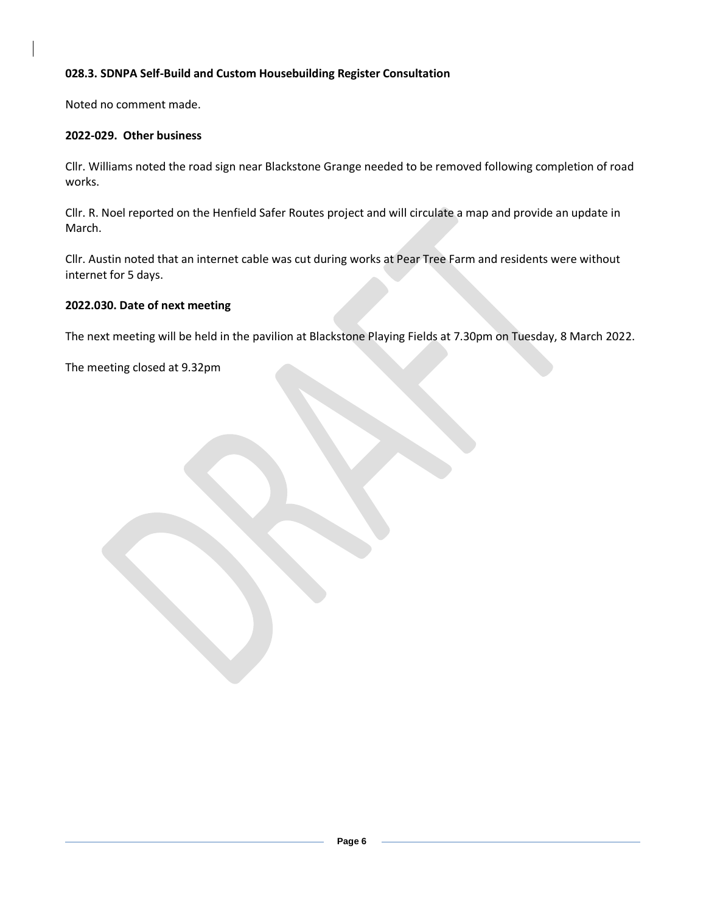### 028.3. SDNPA Self-Build and Custom Housebuilding Register Consultation

Noted no comment made.

### 2022-029. Other business

Cllr. Williams noted the road sign near Blackstone Grange needed to be removed following completion of road works.

Cllr. R. Noel reported on the Henfield Safer Routes project and will circulate a map and provide an update in March.

Cllr. Austin noted that an internet cable was cut during works at Pear Tree Farm and residents were without internet for 5 days.

### 2022.030. Date of next meeting

The next meeting will be held in the pavilion at Blackstone Playing Fields at 7.30pm on Tuesday, 8 March 2022.

The meeting closed at 9.32pm